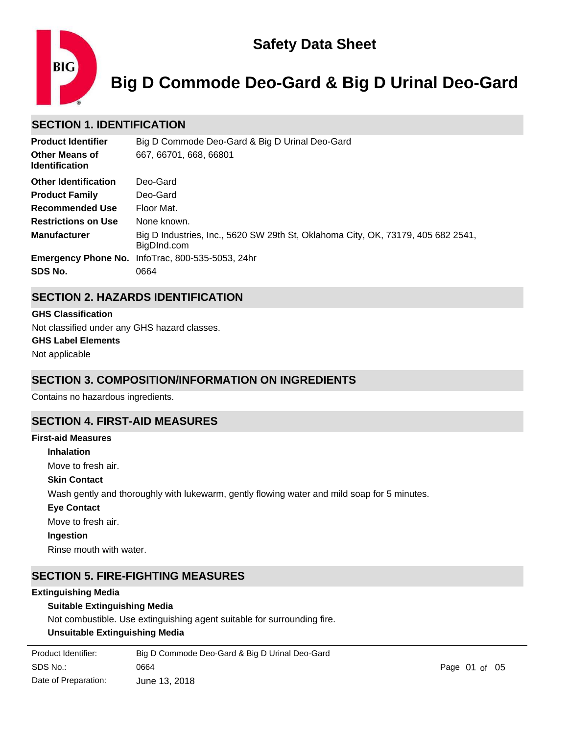# Safety Data Sheet

# Big D Commode Deo-Gard & Big D Urinal Deo-Gard

## SECTION 1. IDENTIFICATION

| | |
|---|---|
| **Product Identifier** | Big D Commode Deo-Gard & Big D Urinal Deo-Gard |
| **Other Means of Identification** | 667, 66701, 668, 66801 |
| **Other Identification** | Deo-Gard |
| **Product Family** | Deo-Gard |
| **Recommended Use** | Floor Mat. |
| **Restrictions on Use** | None known. |
| **Manufacturer** | Big D Industries, Inc., 5620 SW 29th St, Oklahoma City, OK, 73179, 405 682 2541, BigDInd.com |
| **Emergency Phone No.** | InfoTrac, 800-535-5053, 24hr |
| **SDS No.** | 0664 |

## SECTION 2. HAZARDS IDENTIFICATION

**GHS Classification**

Not classified under any GHS hazard classes.

**GHS Label Elements**

Not applicable

## SECTION 3. COMPOSITION/INFORMATION ON INGREDIENTS

Contains no hazardous ingredients.

## SECTION 4. FIRST-AID MEASURES

**First-aid Measures**

**Inhalation**

Move to fresh air.

**Skin Contact**

Wash gently and thoroughly with lukewarm, gently flowing water and mild soap for 5 minutes.

**Eye Contact**

Move to fresh air.

**Ingestion**

Rinse mouth with water.

## SECTION 5. FIRE-FIGHTING MEASURES

**Extinguishing Media**

**Suitable Extinguishing Media**

Not combustible. Use extinguishing agent suitable for surrounding fire.

**Unsuitable Extinguishing Media**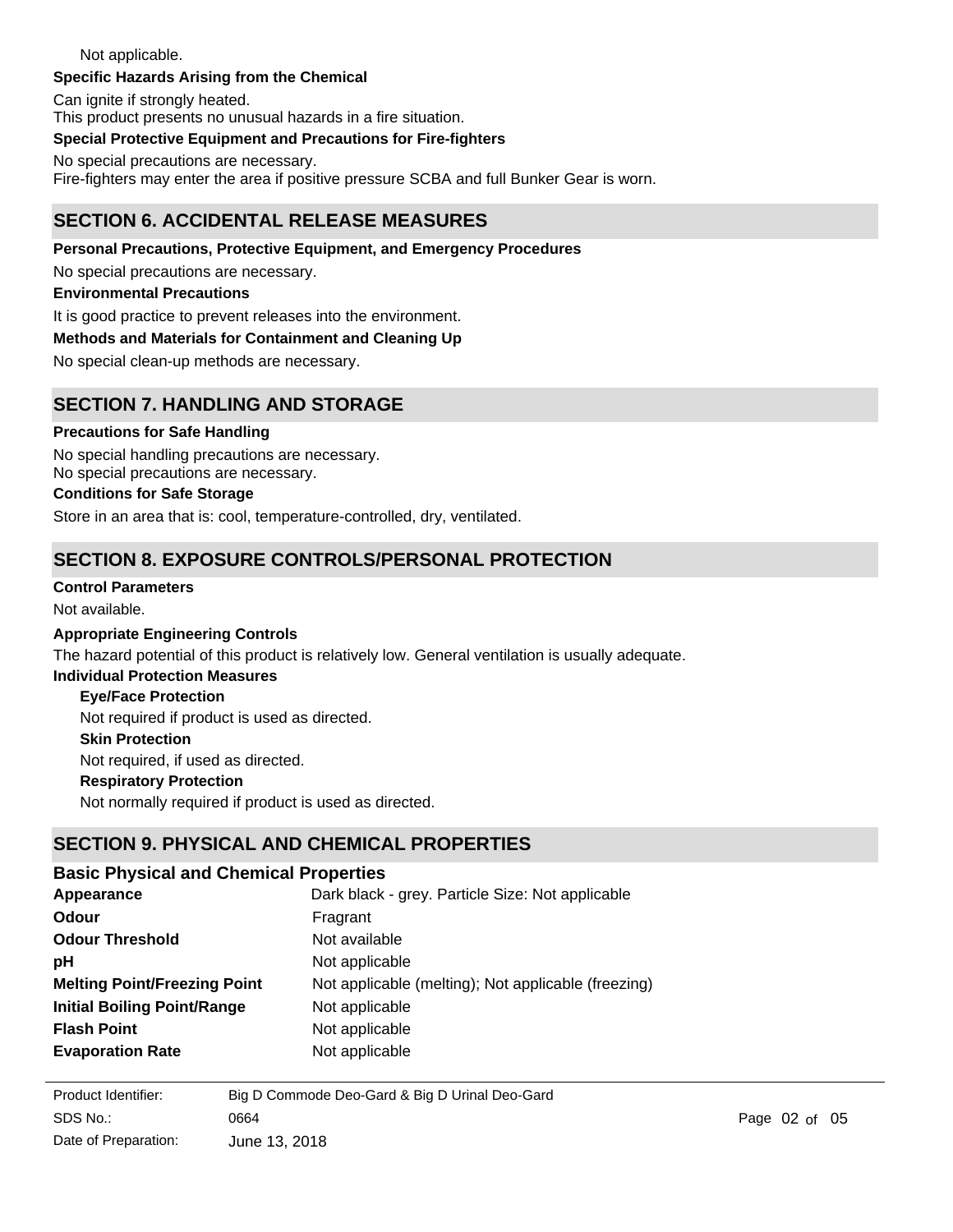Not applicable.

**Specific Hazards Arising from the Chemical**

Can ignite if strongly heated.
This product presents no unusual hazards in a fire situation.

**Special Protective Equipment and Precautions for Fire-fighters**

No special precautions are necessary.
Fire-fighters may enter the area if positive pressure SCBA and full Bunker Gear is worn.

## SECTION 6. ACCIDENTAL RELEASE MEASURES

**Personal Precautions, Protective Equipment, and Emergency Procedures**

No special precautions are necessary.

**Environmental Precautions**

It is good practice to prevent releases into the environment.

**Methods and Materials for Containment and Cleaning Up**

No special clean-up methods are necessary.

## SECTION 7. HANDLING AND STORAGE

**Precautions for Safe Handling**

No special handling precautions are necessary.
No special precautions are necessary.

**Conditions for Safe Storage**

Store in an area that is: cool, temperature-controlled, dry, ventilated.

## SECTION 8. EXPOSURE CONTROLS/PERSONAL PROTECTION

**Control Parameters**

Not available.

**Appropriate Engineering Controls**

The hazard potential of this product is relatively low. General ventilation is usually adequate.

**Individual Protection Measures**

**Eye/Face Protection**

Not required if product is used as directed.

**Skin Protection**

Not required, if used as directed.

**Respiratory Protection**

Not normally required if product is used as directed.

## SECTION 9. PHYSICAL AND CHEMICAL PROPERTIES

### Basic Physical and Chemical Properties

| | |
|---|---|
| **Appearance** | Dark black - grey. Particle Size: Not applicable |
| **Odour** | Fragrant |
| **Odour Threshold** | Not available |
| **pH** | Not applicable |
| **Melting Point/Freezing Point** | Not applicable (melting); Not applicable (freezing) |
| **Initial Boiling Point/Range** | Not applicable |
| **Flash Point** | Not applicable |
| **Evaporation Rate** | Not applicable |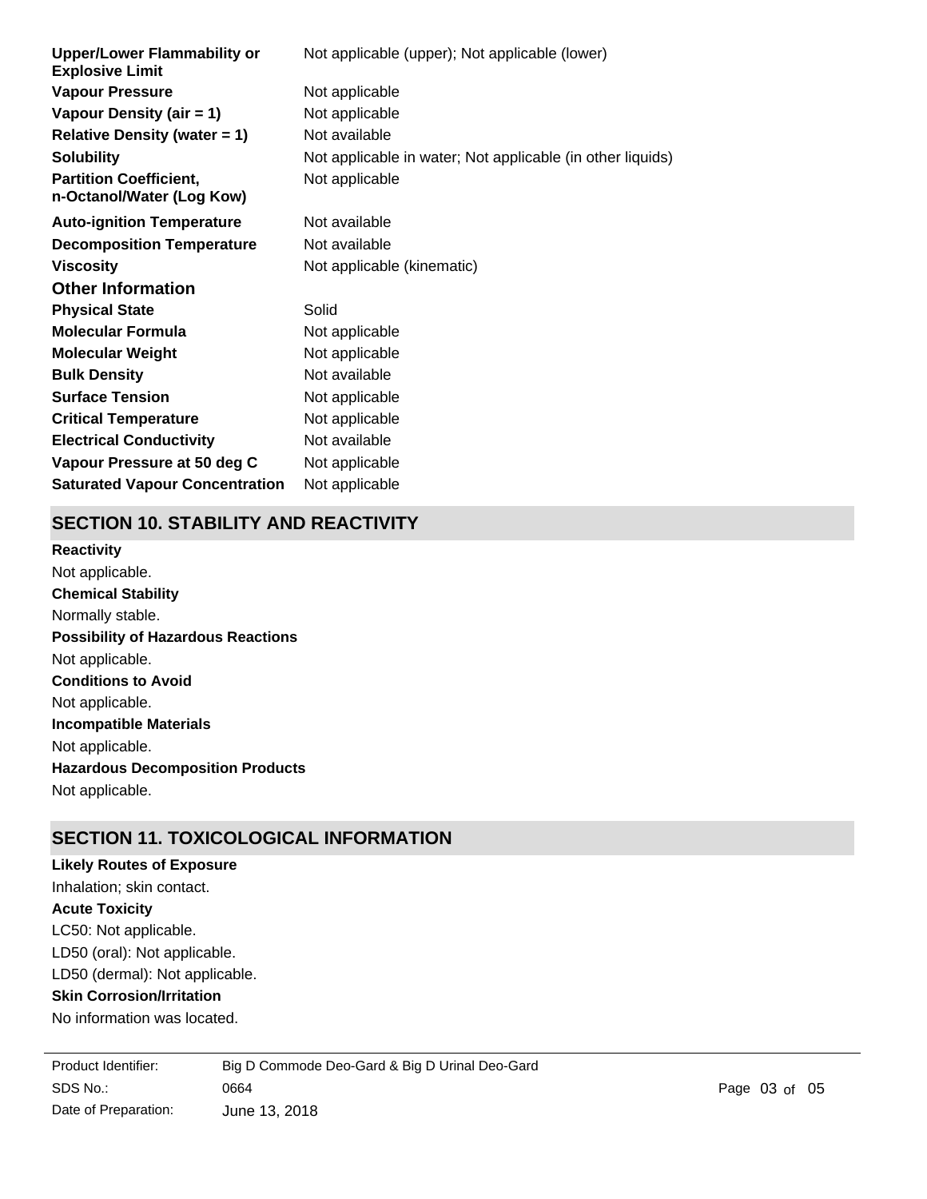| | |
|---|---|
| **Upper/Lower Flammability or Explosive Limit** | Not applicable (upper); Not applicable (lower) |
| **Vapour Pressure** | Not applicable |
| **Vapour Density (air = 1)** | Not applicable |
| **Relative Density (water = 1)** | Not available |
| **Solubility** | Not applicable in water; Not applicable (in other liquids) |
| **Partition Coefficient, n-Octanol/Water (Log Kow)** | Not applicable |
| **Auto-ignition Temperature** | Not available |
| **Decomposition Temperature** | Not available |
| **Viscosity** | Not applicable (kinematic) |

### Other Information

| | |
|---|---|
| **Physical State** | Solid |
| **Molecular Formula** | Not applicable |
| **Molecular Weight** | Not applicable |
| **Bulk Density** | Not available |
| **Surface Tension** | Not applicable |
| **Critical Temperature** | Not applicable |
| **Electrical Conductivity** | Not available |
| **Vapour Pressure at 50 deg C** | Not applicable |
| **Saturated Vapour Concentration** | Not applicable |

## SECTION 10. STABILITY AND REACTIVITY

**Reactivity**

Not applicable.

**Chemical Stability**

Normally stable.

**Possibility of Hazardous Reactions**

Not applicable.

**Conditions to Avoid**

Not applicable.

**Incompatible Materials**

Not applicable.

**Hazardous Decomposition Products**

Not applicable.

## SECTION 11. TOXICOLOGICAL INFORMATION

**Likely Routes of Exposure**

Inhalation; skin contact.

**Acute Toxicity**

LC50: Not applicable.

LD50 (oral): Not applicable.

LD50 (dermal): Not applicable.

**Skin Corrosion/Irritation**

No information was located.

| | |
|---|---|
| Product Identifier: | Big D Commode Deo-Gard & Big D Urinal Deo-Gard |
| SDS No.: | 0664 |
| Date of Preparation: | June 13, 2018 |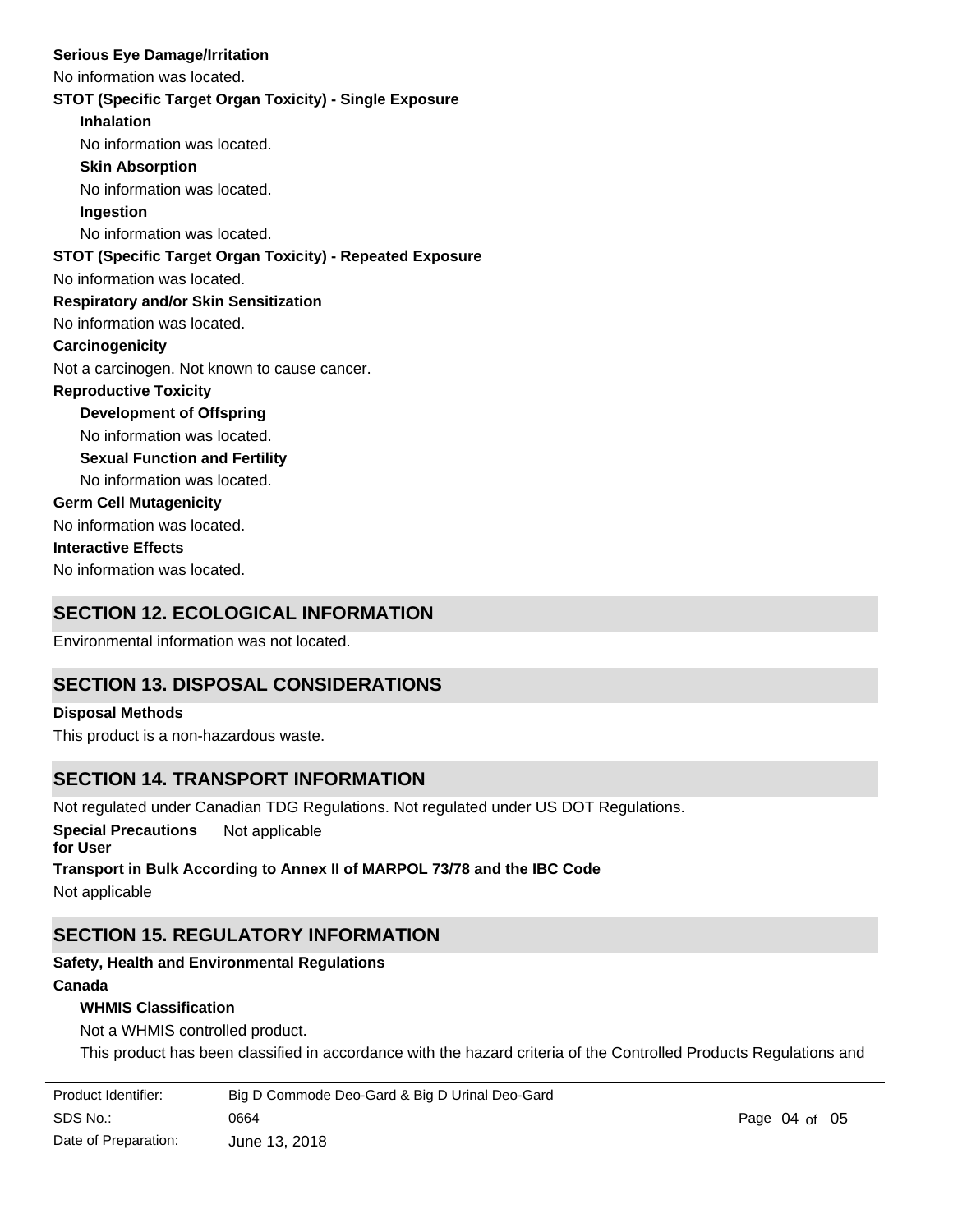**Serious Eye Damage/Irritation**

No information was located.

**STOT (Specific Target Organ Toxicity) - Single Exposure**

**Inhalation**

No information was located.

**Skin Absorption**

No information was located.

**Ingestion**

No information was located.

**STOT (Specific Target Organ Toxicity) - Repeated Exposure**

No information was located.

**Respiratory and/or Skin Sensitization**

No information was located.

**Carcinogenicity**

Not a carcinogen. Not known to cause cancer.

**Reproductive Toxicity**

**Development of Offspring**

No information was located.

**Sexual Function and Fertility**

No information was located.

**Germ Cell Mutagenicity**

No information was located.

**Interactive Effects**

No information was located.

## SECTION 12. ECOLOGICAL INFORMATION

Environmental information was not located.

## SECTION 13. DISPOSAL CONSIDERATIONS

**Disposal Methods**

This product is a non-hazardous waste.

## SECTION 14. TRANSPORT INFORMATION

Not regulated under Canadian TDG Regulations. Not regulated under US DOT Regulations.

**Special Precautions for User** Not applicable

**Transport in Bulk According to Annex II of MARPOL 73/78 and the IBC Code**

Not applicable

## SECTION 15. REGULATORY INFORMATION

**Safety, Health and Environmental Regulations**

**Canada**

**WHMIS Classification**

Not a WHMIS controlled product.

This product has been classified in accordance with the hazard criteria of the Controlled Products Regulations and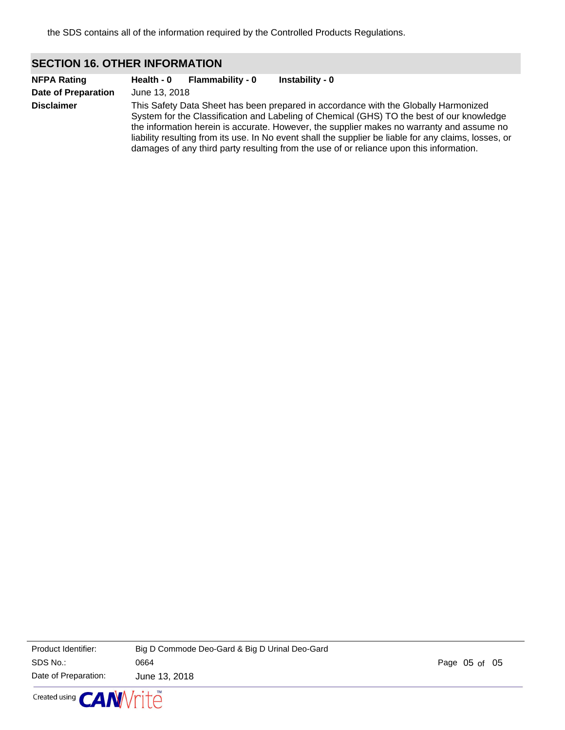the SDS contains all of the information required by the Controlled Products Regulations.

## SECTION 16. OTHER INFORMATION

**NFPA Rating** **Health - 0** **Flammability - 0** **Instability - 0**

**Date of Preparation** June 13, 2018

**Disclaimer** This Safety Data Sheet has been prepared in accordance with the Globally Harmonized System for the Classification and Labeling of Chemical (GHS) TO the best of our knowledge the information herein is accurate. However, the supplier makes no warranty and assume no liability resulting from its use. In No event shall the supplier be liable for any claims, losses, or damages of any third party resulting from the use of or reliance upon this information.